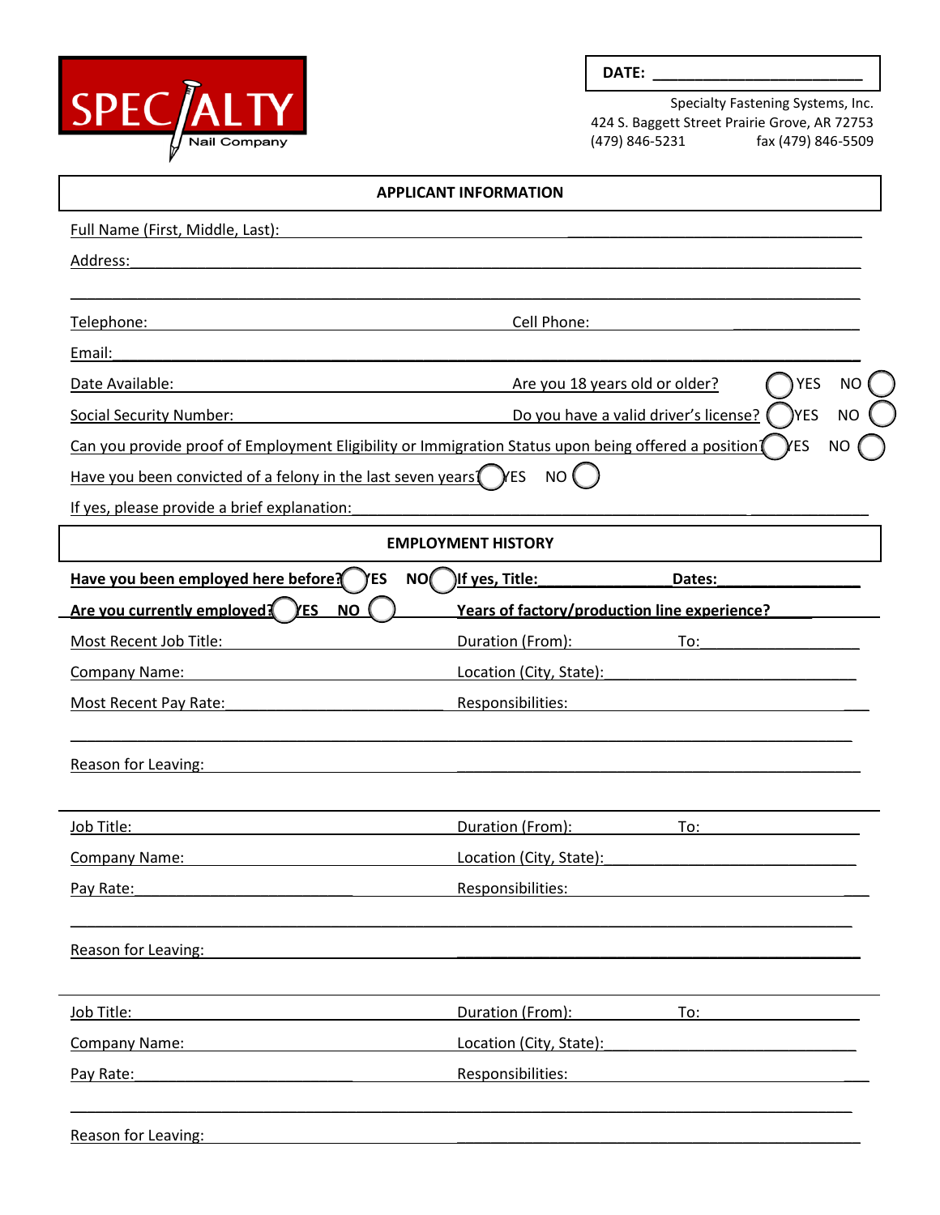SPECIALTY Nail Company

**DATE:** ________________________

Specialty Fastening Systems, Inc.
424 S. Baggett Street Prairie Grove, AR 72753
(479) 846-5231 fax (479) 846-5509

## APPLICANT INFORMATION

Full Name (First, Middle, Last): ________________________________

Address: ________________________________

________________________________

Telephone: ________________ Cell Phone: ________________

Email: ________________________________

Date Available: ________________ Are you 18 years old or older? ◯ YES NO ◯

Social Security Number: ________________ Do you have a valid driver's license? ◯ YES NO ◯

Can you provide proof of Employment Eligibility or Immigration Status upon being offered a position? ◯ YES NO ◯

Have you been convicted of a felony in the last seven years? ◯ YES NO ◯

If yes, please provide a brief explanation: ________________________________

## EMPLOYMENT HISTORY

**Have you been employed here before? ◯ YES NO ◯ If yes, Title:_______________ Dates:_______________**

**Are you currently employed? ◯ YES NO ◯ Years of factory/production line experience? ____**

Most Recent Job Title: ________________ Duration (From): ________ To: ________

Company Name: ________________ Location (City, State): ________________

Most Recent Pay Rate: ________________ Responsibilities: ________________

________________________________

Reason for Leaving: ________________________________

---

Job Title: ________________ Duration (From): ________ To: ________

Company Name: ________________ Location (City, State): ________________

Pay Rate: ________________ Responsibilities: ________________

________________________________

Reason for Leaving: ________________________________

---

Job Title: ________________ Duration (From): ________ To: ________

Company Name: ________________ Location (City, State): ________________

Pay Rate: ________________ Responsibilities: ________________

________________________________

Reason for Leaving: ________________________________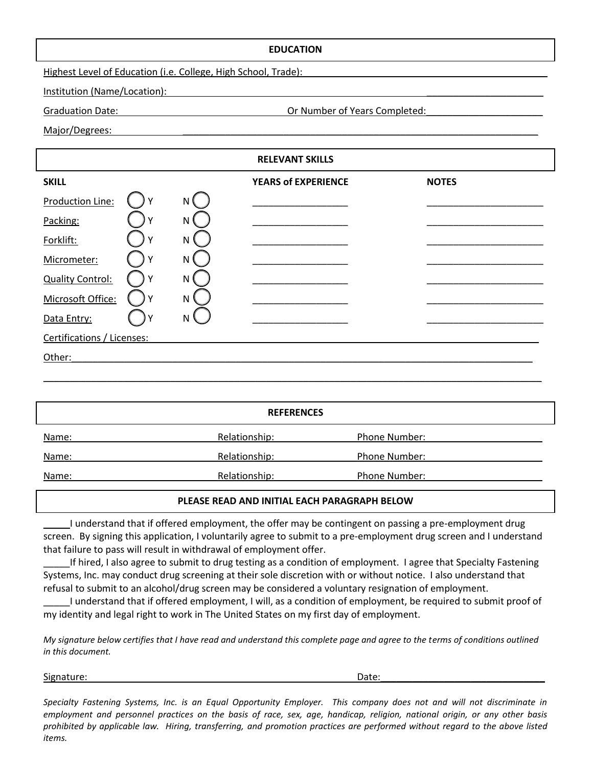## EDUCATION

Highest Level of Education (i.e. College, High School, Trade): ______________________________

Institution (Name/Location): ______________________________

Graduation Date: ______________________________ Or Number of Years Completed: ______________________

Major/Degrees: ______________________________

## RELEVANT SKILLS

| SKILL | | | YEARS of EXPERIENCE | NOTES |
|---|---|---|---|---|
| Production Line: | ◯ Y | N ◯ | __________________ | ______________________ |
| Packing: | ◯ Y | N ◯ | __________________ | ______________________ |
| Forklift: | ◯ Y | N ◯ | __________________ | ______________________ |
| Micrometer: | ◯ Y | N ◯ | __________________ | ______________________ |
| Quality Control: | ◯ Y | N ◯ | __________________ | ______________________ |
| Microsoft Office: | ◯ Y | N ◯ | __________________ | ______________________ |
| Data Entry: | ◯ Y | N ◯ | __________________ | ______________________ |

Certifications / Licenses: ______________________________

Other: ______________________________

______________________________

## REFERENCES

Name: ______________ Relationship: ______________ Phone Number: ______________

Name: ______________ Relationship: ______________ Phone Number: ______________

Name: ______________ Relationship: ______________ Phone Number: ______________

## PLEASE READ AND INITIAL EACH PARAGRAPH BELOW

_____I understand that if offered employment, the offer may be contingent on passing a pre-employment drug screen. By signing this application, I voluntarily agree to submit to a pre-employment drug screen and I understand that failure to pass will result in withdrawal of employment offer.

_____If hired, I also agree to submit to drug testing as a condition of employment. I agree that Specialty Fastening Systems, Inc. may conduct drug screening at their sole discretion with or without notice. I also understand that refusal to submit to an alcohol/drug screen may be considered a voluntary resignation of employment.

_____I understand that if offered employment, I will, as a condition of employment, be required to submit proof of my identity and legal right to work in The United States on my first day of employment.

*My signature below certifies that I have read and understand this complete page and agree to the terms of conditions outlined in this document.*

Signature: ______________________________ Date: ______________________________

*Specialty Fastening Systems, Inc. is an Equal Opportunity Employer. This company does not and will not discriminate in employment and personnel practices on the basis of race, sex, age, handicap, religion, national origin, or any other basis prohibited by applicable law. Hiring, transferring, and promotion practices are performed without regard to the above listed items.*